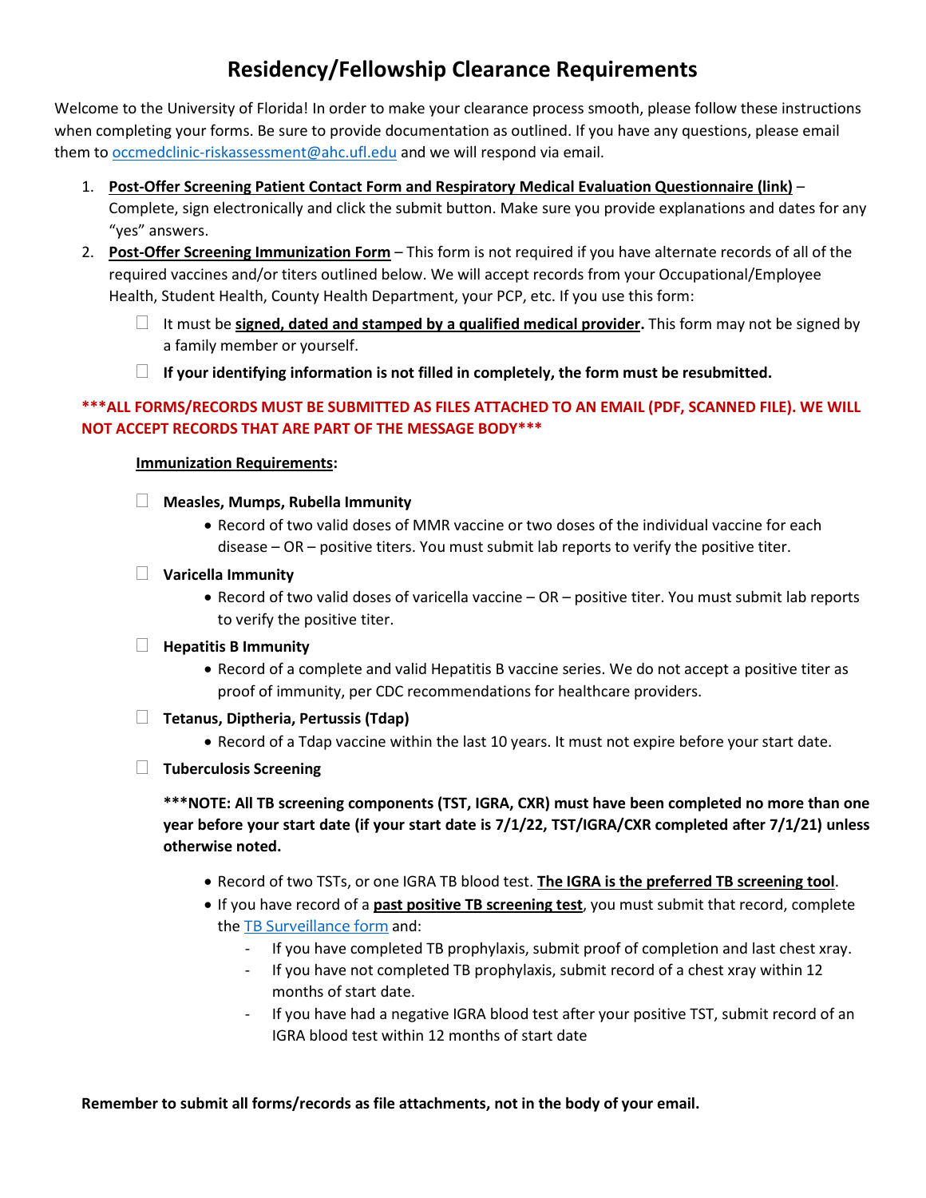# Residency/Fellowship Clearance Requirements

Welcome to the University of Florida! In order to make your clearance process smooth, please follow these instructions when completing your forms. Be sure to provide documentation as outlined. If you have any questions, please email them to occmedclinic-riskassessment@ahc.ufl.edu and we will respond via email.

1. **Post-Offer Screening Patient Contact Form and Respiratory Medical Evaluation Questionnaire (link)** – Complete, sign electronically and click the submit button. Make sure you provide explanations and dates for any "yes" answers.
2. **Post-Offer Screening Immunization Form** – This form is not required if you have alternate records of all of the required vaccines and/or titers outlined below. We will accept records from your Occupational/Employee Health, Student Health, County Health Department, your PCP, etc. If you use this form:
   - ☐ It must be **signed, dated and stamped by a qualified medical provider.** This form may not be signed by a family member or yourself.
   - ☐ **If your identifying information is not filled in completely, the form must be resubmitted.**

**\*\*\*ALL FORMS/RECORDS MUST BE SUBMITTED AS FILES ATTACHED TO AN EMAIL (PDF, SCANNED FILE). WE WILL NOT ACCEPT RECORDS THAT ARE PART OF THE MESSAGE BODY\*\*\***

**Immunization Requirements:**

- ☐ **Measles, Mumps, Rubella Immunity**
  - Record of two valid doses of MMR vaccine or two doses of the individual vaccine for each disease – OR – positive titers. You must submit lab reports to verify the positive titer.
- ☐ **Varicella Immunity**
  - Record of two valid doses of varicella vaccine – OR – positive titer. You must submit lab reports to verify the positive titer.
- ☐ **Hepatitis B Immunity**
  - Record of a complete and valid Hepatitis B vaccine series. We do not accept a positive titer as proof of immunity, per CDC recommendations for healthcare providers.
- ☐ **Tetanus, Diptheria, Pertussis (Tdap)**
  - Record of a Tdap vaccine within the last 10 years. It must not expire before your start date.
- ☐ **Tuberculosis Screening**

  **\*\*\*NOTE: All TB screening components (TST, IGRA, CXR) must have been completed no more than one year before your start date (if your start date is 7/1/22, TST/IGRA/CXR completed after 7/1/21) unless otherwise noted.**

  - Record of two TSTs, or one IGRA TB blood test. **The IGRA is the preferred TB screening tool**.
  - If you have record of a **past positive TB screening test**, you must submit that record, complete the TB Surveillance form and:
    - If you have completed TB prophylaxis, submit proof of completion and last chest xray.
    - If you have not completed TB prophylaxis, submit record of a chest xray within 12 months of start date.
    - If you have had a negative IGRA blood test after your positive TST, submit record of an IGRA blood test within 12 months of start date

**Remember to submit all forms/records as file attachments, not in the body of your email.**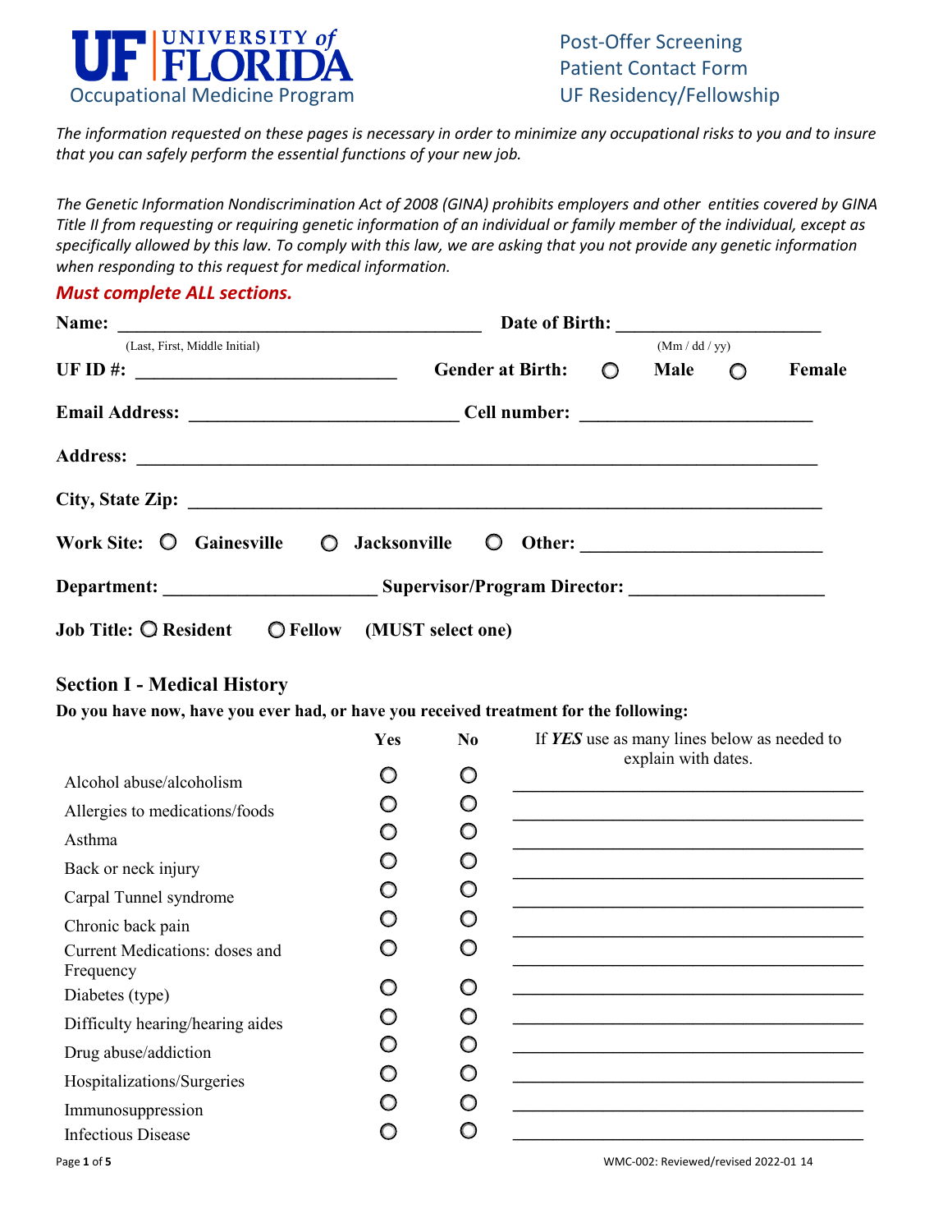**UF UNIVERSITY of FLORIDA**
Occupational Medicine Program

Post-Offer Screening
Patient Contact Form
UF Residency/Fellowship

*The information requested on these pages is necessary in order to minimize any occupational risks to you and to insure that you can safely perform the essential functions of your new job.*

*The Genetic Information Nondiscrimination Act of 2008 (GINA) prohibits employers and other entities covered by GINA Title II from requesting or requiring genetic information of an individual or family member of the individual, except as specifically allowed by this law. To comply with this law, we are asking that you not provide any genetic information when responding to this request for medical information.*

***Must complete ALL sections.***

**Name:** ______________________________ **Date of Birth:** ____________________
(Last, First, Middle Initial) (Mm / dd / yy)

**UF ID #:** ______________________ **Gender at Birth:** ○ **Male** ○ **Female**

**Email Address:** ______________________ **Cell number:** ____________________

**Address:** ____________________________________________________________

**City, State Zip:** ______________________________________________________

**Work Site:** ○ **Gainesville** ○ **Jacksonville** ○ **Other:** ____________________

**Department:** ____________________ **Supervisor/Program Director:** ____________________

**Job Title:** ○ **Resident** ○ **Fellow** **(MUST select one)**

## Section I - Medical History

**Do you have now, have you ever had, or have you received treatment for the following:**

| | Yes | No | If ***YES*** use as many lines below as needed to explain with dates. |
|---|---|---|---|
| Alcohol abuse/alcoholism | ○ | ○ | ______________________ |
| Allergies to medications/foods | ○ | ○ | ______________________ |
| Asthma | ○ | ○ | ______________________ |
| Back or neck injury | ○ | ○ | ______________________ |
| Carpal Tunnel syndrome | ○ | ○ | ______________________ |
| Chronic back pain | ○ | ○ | ______________________ |
| Current Medications: doses and Frequency | ○ | ○ | ______________________ |
| Diabetes (type) | ○ | ○ | ______________________ |
| Difficulty hearing/hearing aides | ○ | ○ | ______________________ |
| Drug abuse/addiction | ○ | ○ | ______________________ |
| Hospitalizations/Surgeries | ○ | ○ | ______________________ |
| Immunosuppression | ○ | ○ | ______________________ |
| Infectious Disease | ○ | ○ | ______________________ |

WMC-002: Reviewed/revised 2022-01 14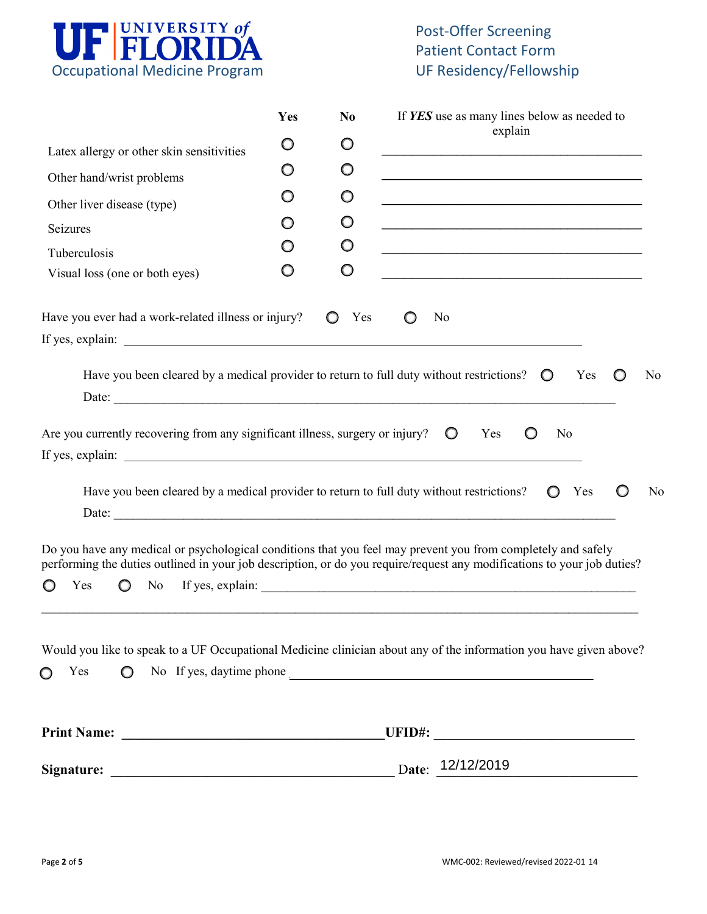UF | UNIVERSITY of FLORIDA
Occupational Medicine Program

Post-Offer Screening
Patient Contact Form
UF Residency/Fellowship

| | Yes | No | If ***YES*** use as many lines below as needed to explain |
|---|---|---|---|
| Latex allergy or other skin sensitivities | ○ | ○ | ______________________________ |
| Other hand/wrist problems | ○ | ○ | ______________________________ |
| Other liver disease (type) | ○ | ○ | ______________________________ |
| Seizures | ○ | ○ | ______________________________ |
| Tuberculosis | ○ | ○ | ______________________________ |
| Visual loss (one or both eyes) | ○ | ○ | ______________________________ |

Have you ever had a work-related illness or injury? ○ Yes ○ No

If yes, explain: ______________________________

Have you been cleared by a medical provider to return to full duty without restrictions? ○ Yes ○ No

Date: ______________________________

Are you currently recovering from any significant illness, surgery or injury? ○ Yes ○ No

If yes, explain: ______________________________

Have you been cleared by a medical provider to return to full duty without restrictions? ○ Yes ○ No

Date: ______________________________

Do you have any medical or psychological conditions that you feel may prevent you from completely and safely performing the duties outlined in your job description, or do you require/request any modifications to your job duties?

○ Yes ○ No If yes, explain: ______________________________

______________________________

Would you like to speak to a UF Occupational Medicine clinician about any of the information you have given above?

○ Yes ○ No If yes, daytime phone ______________________________

**Print Name:** ______________________________ **UFID#:** ______________________________

**Signature:** ______________________________ Date: 12/12/2019

WMC-002: Reviewed/revised 2022-01 14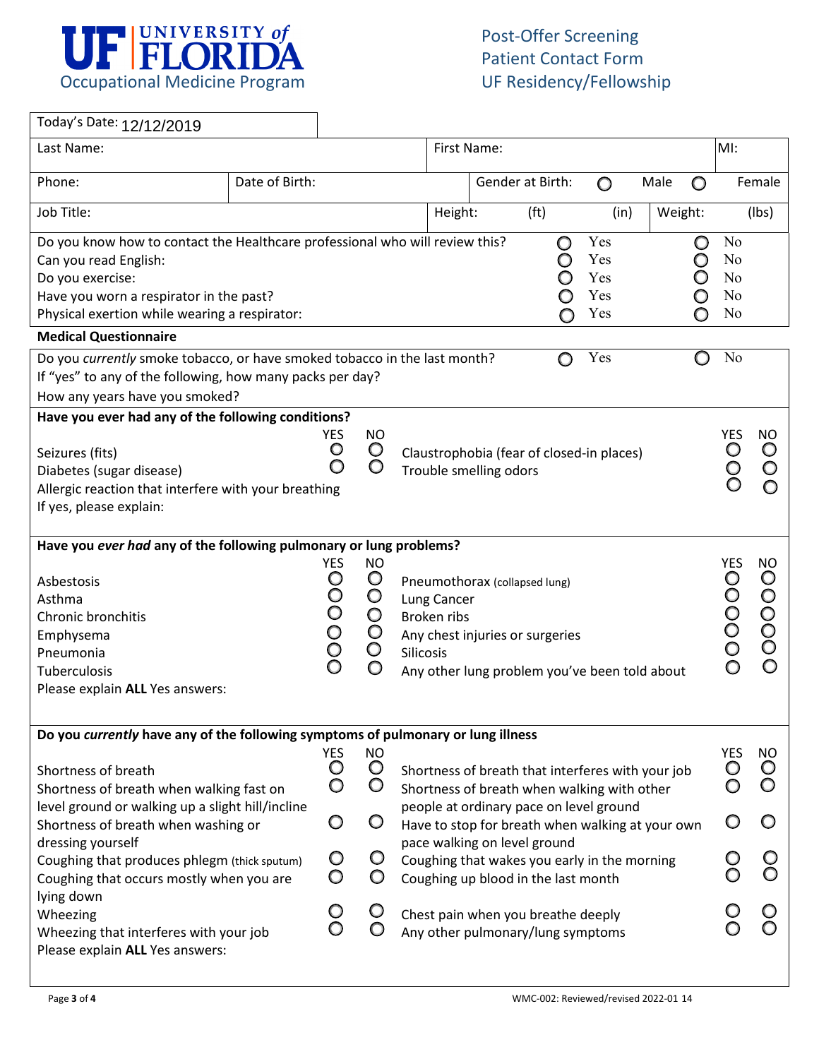**UF UNIVERSITY of FLORIDA**
Occupational Medicine Program

Post-Offer Screening
Patient Contact Form
UF Residency/Fellowship

| Today's Date: 12/12/2019 | | | | |
|---|---|---|---|---|
| Last Name: | | First Name: | | MI: |
| Phone: | Date of Birth: | Gender at Birth: ○ Male ○ Female | | |
| Job Title: | | Height: (ft) (in) | Weight: (lbs) | |

| | Yes | No |
|---|---|---|
| Do you know how to contact the Healthcare professional who will review this? | ○ | ○ |
| Can you read English: | ○ | ○ |
| Do you exercise: | ○ | ○ |
| Have you worn a respirator in the past? | ○ | ○ |
| Physical exertion while wearing a respirator: | ○ | ○ |

## Medical Questionnaire

| | Yes | No |
|---|---|---|
| Do you *currently* smoke tobacco, or have smoked tobacco in the last month? | ○ | ○ |

If "yes" to any of the following, how many packs per day?

How any years have you smoked?

**Have you ever had any of the following conditions?**

| | YES | NO | | YES | NO |
|---|---|---|---|---|---|
| Seizures (fits) | ○ | ○ | Claustrophobia (fear of closed-in places) | ○ | ○ |
| Diabetes (sugar disease) | ○ | ○ | Trouble smelling odors | ○ | ○ |
| Allergic reaction that interfere with your breathing | | | | ○ | ○ |

If yes, please explain:

**Have you *ever had* any of the following pulmonary or lung problems?**

| | YES | NO | | YES | NO |
|---|---|---|---|---|---|
| Asbestosis | ○ | ○ | Pneumothorax (collapsed lung) | ○ | ○ |
| Asthma | ○ | ○ | Lung Cancer | ○ | ○ |
| Chronic bronchitis | ○ | ○ | Broken ribs | ○ | ○ |
| Emphysema | ○ | ○ | Any chest injuries or surgeries | ○ | ○ |
| Pneumonia | ○ | ○ | Silicosis | ○ | ○ |
| Tuberculosis | ○ | ○ | Any other lung problem you've been told about | ○ | ○ |

Please explain **ALL** Yes answers:

**Do you *currently* have any of the following symptoms of pulmonary or lung illness**

| | YES | NO | | YES | NO |
|---|---|---|---|---|---|
| Shortness of breath | ○ | ○ | Shortness of breath that interferes with your job | ○ | ○ |
| Shortness of breath when walking fast on level ground or walking up a slight hill/incline | ○ | ○ | Shortness of breath when walking with other people at ordinary pace on level ground | ○ | ○ |
| Shortness of breath when washing or dressing yourself | ○ | ○ | Have to stop for breath when walking at your own pace walking on level ground | ○ | ○ |
| Coughing that produces phlegm (thick sputum) | ○ | ○ | Coughing that wakes you early in the morning | ○ | ○ |
| Coughing that occurs mostly when you are lying down | ○ | ○ | Coughing up blood in the last month | ○ | ○ |
| Wheezing | ○ | ○ | Chest pain when you breathe deeply | ○ | ○ |
| Wheezing that interferes with your job | ○ | ○ | Any other pulmonary/lung symptoms | ○ | ○ |

Please explain **ALL** Yes answers:

WMC-002: Reviewed/revised 2022-01 14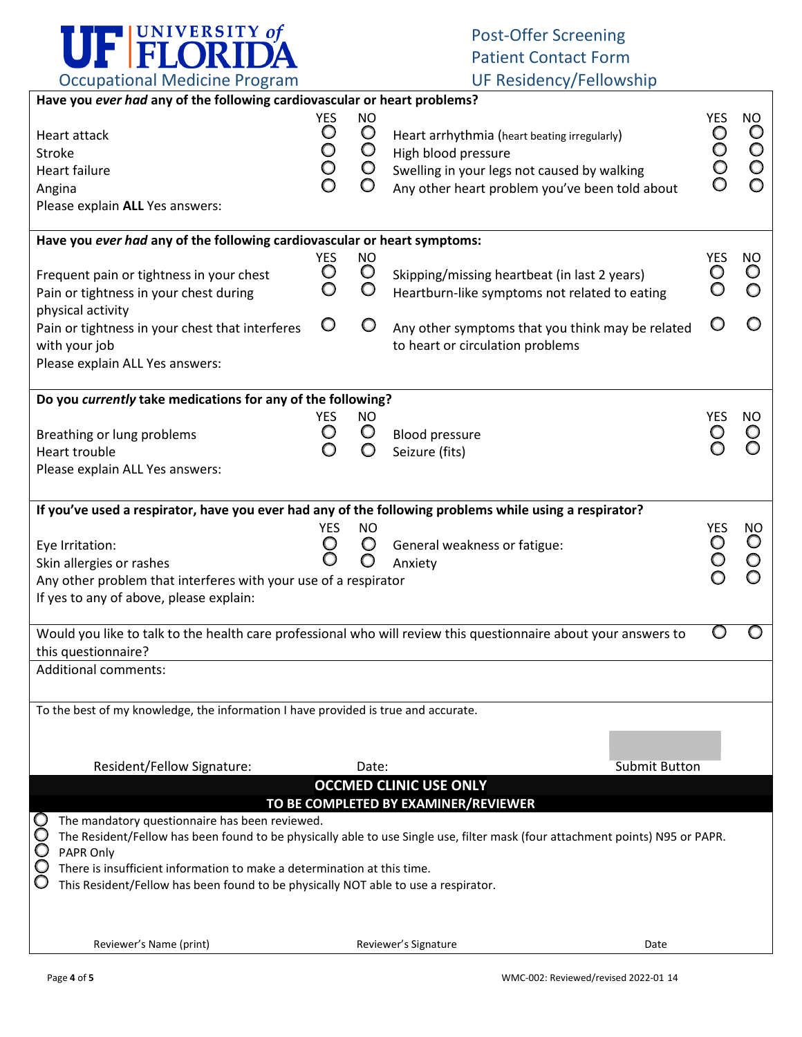**UF UNIVERSITY of FLORIDA**
Occupational Medicine Program

Post-Offer Screening
Patient Contact Form
UF Residency/Fellowship

**Have you *ever had* any of the following cardiovascular or heart problems?**

| | YES | NO | | YES | NO |
|---|---|---|---|---|---|
| Heart attack | ○ | ○ | Heart arrhythmia (heart beating irregularly) | ○ | ○ |
| Stroke | ○ | ○ | High blood pressure | ○ | ○ |
| Heart failure | ○ | ○ | Swelling in your legs not caused by walking | ○ | ○ |
| Angina | ○ | ○ | Any other heart problem you've been told about | ○ | ○ |

Please explain **ALL** Yes answers:

**Have you *ever had* any of the following cardiovascular or heart symptoms:**

| | YES | NO | | YES | NO |
|---|---|---|---|---|---|
| Frequent pain or tightness in your chest | ○ | ○ | Skipping/missing heartbeat (in last 2 years) | ○ | ○ |
| Pain or tightness in your chest during physical activity | ○ | ○ | Heartburn-like symptoms not related to eating | ○ | ○ |
| Pain or tightness in your chest that interferes with your job | ○ | ○ | Any other symptoms that you think may be related to heart or circulation problems | ○ | ○ |

Please explain ALL Yes answers:

**Do you *currently* take medications for any of the following?**

| | YES | NO | | YES | NO |
|---|---|---|---|---|---|
| Breathing or lung problems | ○ | ○ | Blood pressure | ○ | ○ |
| Heart trouble | ○ | ○ | Seizure (fits) | ○ | ○ |

Please explain ALL Yes answers:

**If you've used a respirator, have you ever had any of the following problems while using a respirator?**

| | YES | NO | | YES | NO |
|---|---|---|---|---|---|
| Eye Irritation: | ○ | ○ | General weakness or fatigue: | ○ | ○ |
| Skin allergies or rashes | ○ | ○ | Anxiety | ○ | ○ |
| Any other problem that interferes with your use of a respirator | | | | ○ | ○ |

If yes to any of above, please explain:

Would you like to talk to the health care professional who will review this questionnaire about your answers to this questionnaire? ○ ○

Additional comments:

To the best of my knowledge, the information I have provided is true and accurate.

Resident/Fellow Signature: Date: Submit Button

**OCCMED CLINIC USE ONLY**

**TO BE COMPLETED BY EXAMINER/REVIEWER**

- ○ The mandatory questionnaire has been reviewed.
- ○ The Resident/Fellow has been found to be physically able to use Single use, filter mask (four attachment points) N95 or PAPR.
- ○ PAPR Only
- ○ There is insufficient information to make a determination at this time.
- ○ This Resident/Fellow has been found to be physically NOT able to use a respirator.

Reviewer's Name (print) Reviewer's Signature Date

WMC-002: Reviewed/revised 2022-01 14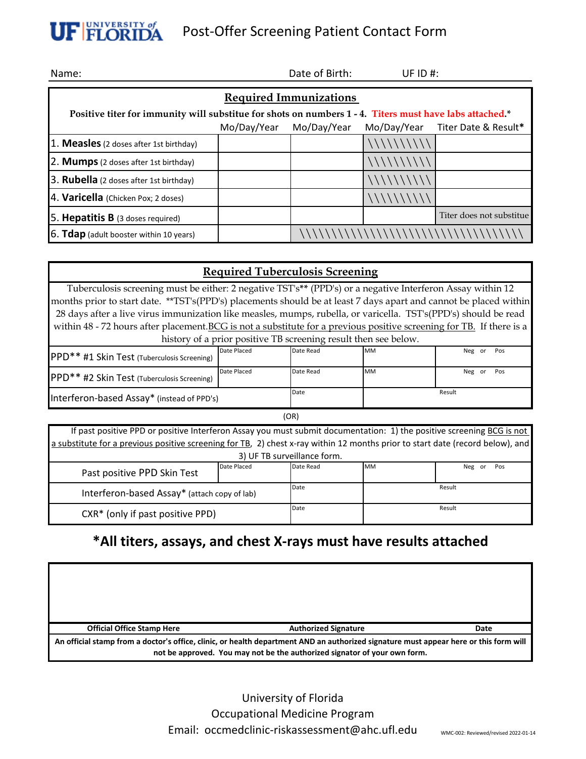# UF | UNIVERSITY of FLORIDA — Post-Offer Screening Patient Contact Form

Name: Date of Birth: UF ID #:

## Required Immunizations

**Positive titer for immunity will substitue for shots on numbers 1 - 4. Titers must have labs attached.***

| | Mo/Day/Year | Mo/Day/Year | Mo/Day/Year | Titer Date & Result* |
|---|---|---|---|---|
| 1. **Measles** (2 doses after 1st birthday) | | | \\\\\\\\\\ | |
| 2. **Mumps** (2 doses after 1st birthday) | | | \\\\\\\\\\ | |
| 3. **Rubella** (2 doses after 1st birthday) | | | \\\\\\\\\\ | |
| 4. **Varicella** (Chicken Pox; 2 doses) | | | \\\\\\\\\\ | |
| 5. **Hepatitis B** (3 doses required) | | | | Titer does not substitue |
| 6. **Tdap** (adult booster within 10 years) | | \\\\\\\\\\\\\\\\\\\\\\\\\\\\\\ | | |

## Required Tuberculosis Screening

Tuberculosis screening must be either: 2 negative TST's** (PPD's) or a negative Interferon Assay within 12 months prior to start date. **TST's(PPD's) placements should be at least 7 days apart and cannot be placed within 28 days after a live virus immunization like measles, mumps, rubella, or varicella. TST's(PPD's) should be read within 48 - 72 hours after placement. BCG is not a substitute for a previous positive screening for TB. If there is a history of a prior positive TB screening result then see below.

| | | | | |
|---|---|---|---|---|
| PPD** #1 Skin Test (Tuberculosis Screening) | Date Placed | Date Read | MM | Neg or Pos |
| PPD** #2 Skin Test (Tuberculosis Screening) | Date Placed | Date Read | MM | Neg or Pos |
| Interferon-based Assay* (instead of PPD's) | | Date | Result | |

(OR)

If past positive PPD or positive Interferon Assay you must submit documentation: 1) the positive screening BCG is not a substitute for a previous positive screening for TB, 2) chest x-ray within 12 months prior to start date (record below), and 3) UF TB surveillance form.

| | | | | |
|---|---|---|---|---|
| Past positive PPD Skin Test | Date Placed | Date Read | MM | Neg or Pos |
| Interferon-based Assay* (attach copy of lab) | | Date | Result | |
| CXR* (only if past positive PPD) | | Date | Result | |

## *All titers, assays, and chest X-rays must have results attached

| **Official Office Stamp Here** | **Authorized Signature** | **Date** |
|---|---|---|

**An official stamp from a doctor's office, clinic, or health department AND an authorized signature must appear here or this form will not be approved. You may not be the authorized signator of your own form.**

University of Florida
Occupational Medicine Program
Email: occmedclinic-riskassessment@ahc.ufl.edu

WMC-002: Reviewed/revised 2022-01-14